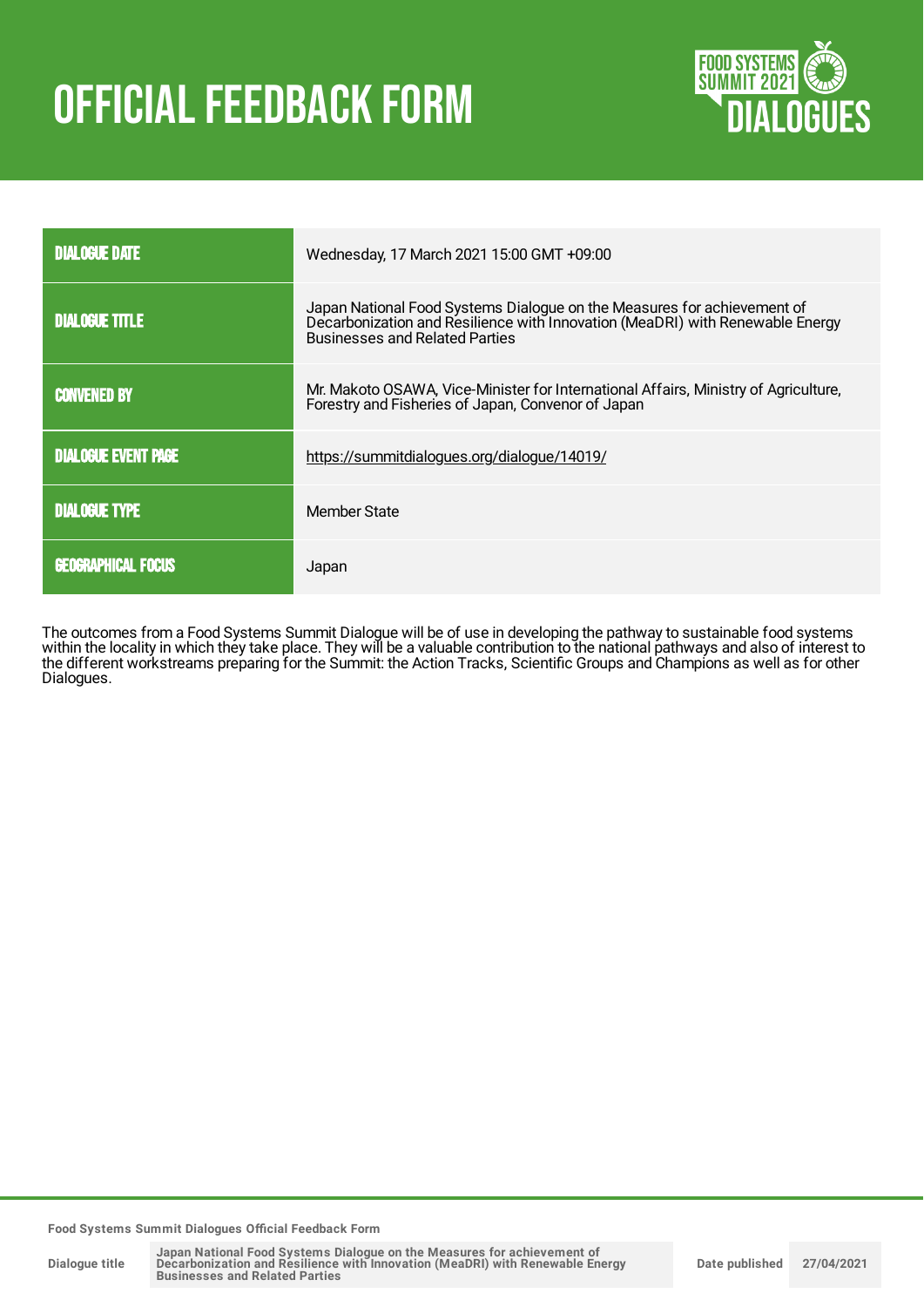# OFFICIAL FEEDBACK FORM

| | |
|---|---|
| DIALOGUE DATE | Wednesday, 17 March 2021 15:00 GMT +09:00 |
| DIALOGUE TITLE | Japan National Food Systems Dialogue on the Measures for achievement of Decarbonization and Resilience with Innovation (MeaDRI) with Renewable Energy Businesses and Related Parties |
| CONVENED BY | Mr. Makoto OSAWA, Vice-Minister for International Affairs, Ministry of Agriculture, Forestry and Fisheries of Japan, Convenor of Japan |
| DIALOGUE EVENT PAGE | https://summitdialogues.org/dialogue/14019/ |
| DIALOGUE TYPE | Member State |
| GEOGRAPHICAL FOCUS | Japan |

The outcomes from a Food Systems Summit Dialogue will be of use in developing the pathway to sustainable food systems within the locality in which they take place. They will be a valuable contribution to the national pathways and also of interest to the different workstreams preparing for the Summit: the Action Tracks, Scientific Groups and Champions as well as for other Dialogues.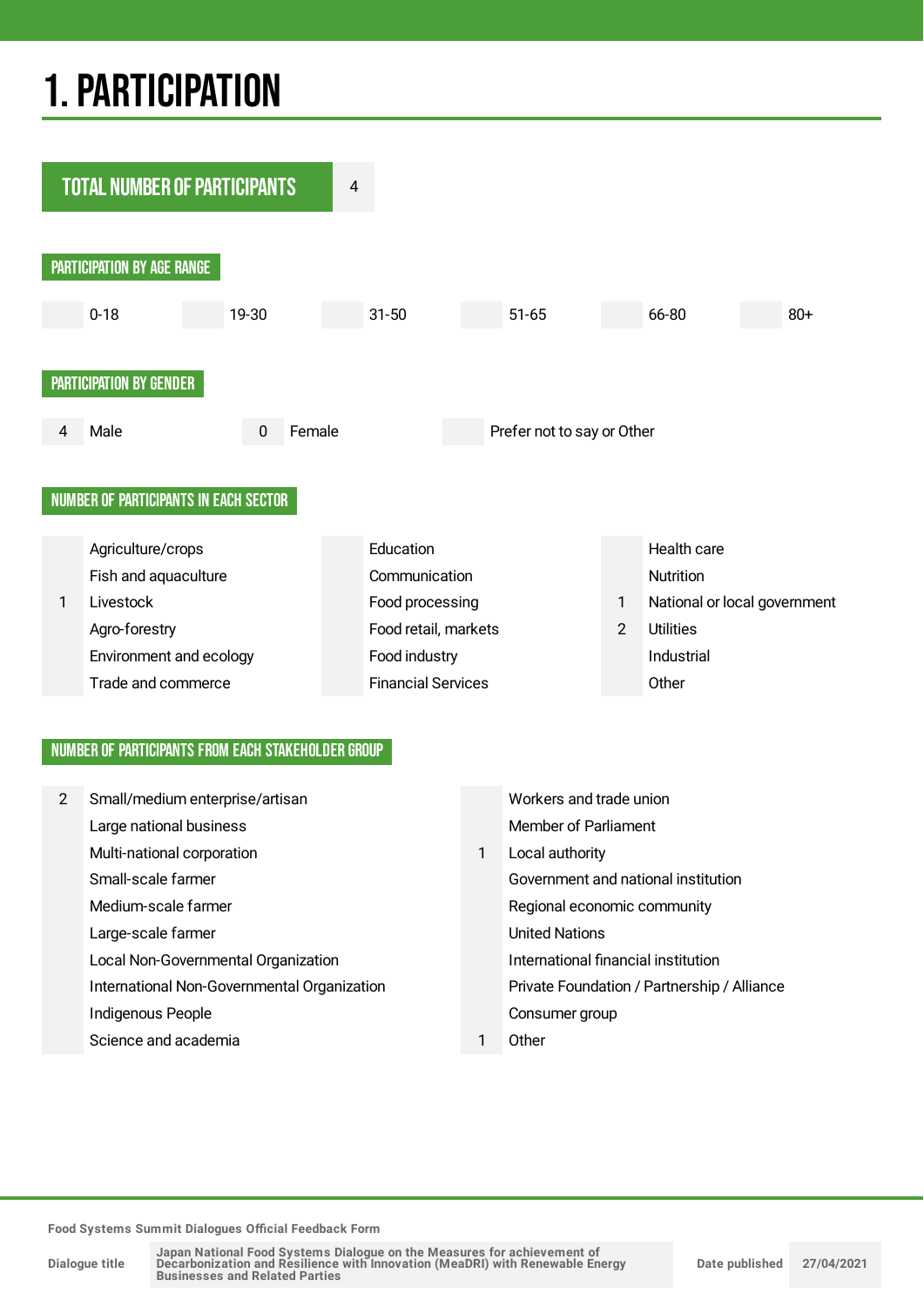# 1. PARTICIPATION

**TOTAL NUMBER OF PARTICIPANTS** 4

## PARTICIPATION BY AGE RANGE

| | 0-18 | | 19-30 | | 31-50 | | 51-65 | | 66-80 | | 80+ |
|---|---|---|---|---|---|---|---|---|---|---|---|

## PARTICIPATION BY GENDER

| 4 | Male | 0 | Female | | Prefer not to say or Other |
|---|---|---|---|---|---|

## NUMBER OF PARTICIPANTS IN EACH SECTOR

| | | | | | |
|---|---|---|---|---|---|
| | Agriculture/crops | | Education | | Health care |
| | Fish and aquaculture | | Communication | | Nutrition |
| 1 | Livestock | | Food processing | 1 | National or local government |
| | Agro-forestry | | Food retail, markets | 2 | Utilities |
| | Environment and ecology | | Food industry | | Industrial |
| | Trade and commerce | | Financial Services | | Other |

## NUMBER OF PARTICIPANTS FROM EACH STAKEHOLDER GROUP

| | | | |
|---|---|---|---|
| 2 | Small/medium enterprise/artisan | | Workers and trade union |
| | Large national business | | Member of Parliament |
| | Multi-national corporation | 1 | Local authority |
| | Small-scale farmer | | Government and national institution |
| | Medium-scale farmer | | Regional economic community |
| | Large-scale farmer | | United Nations |
| | Local Non-Governmental Organization | | International financial institution |
| | International Non-Governmental Organization | | Private Foundation / Partnership / Alliance |
| | Indigenous People | | Consumer group |
| | Science and academia | 1 | Other |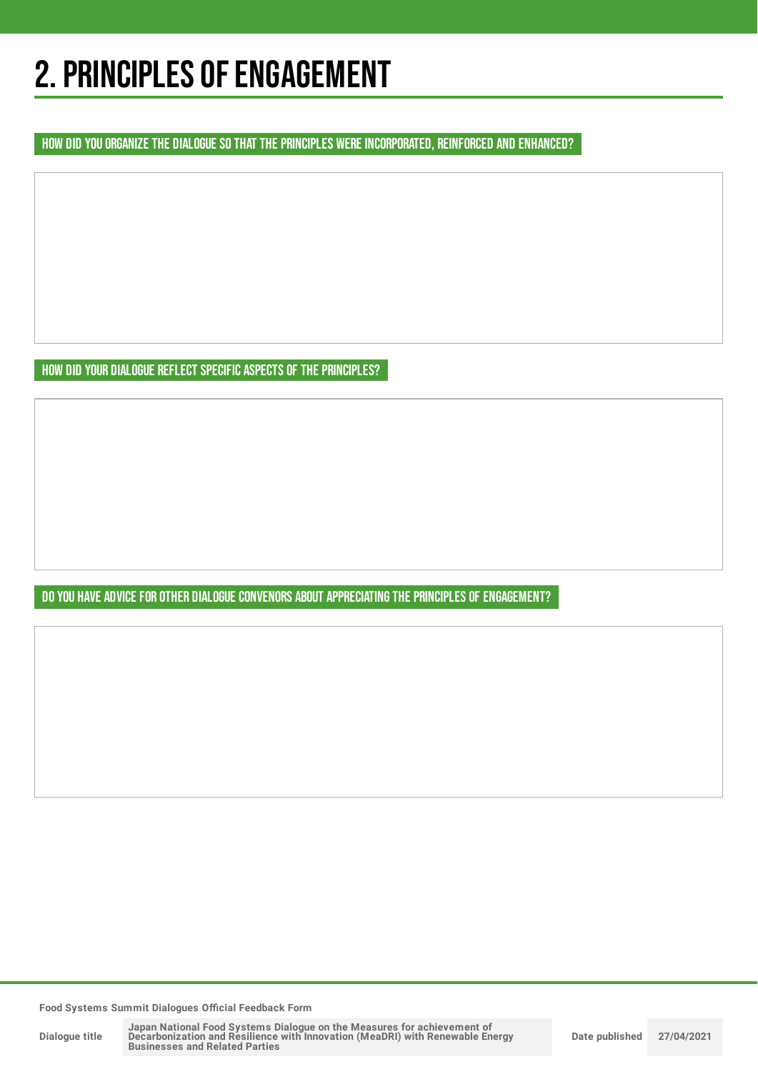# 2. PRINCIPLES OF ENGAGEMENT

## HOW DID YOU ORGANIZE THE DIALOGUE SO THAT THE PRINCIPLES WERE INCORPORATED, REINFORCED AND ENHANCED?

## HOW DID YOUR DIALOGUE REFLECT SPECIFIC ASPECTS OF THE PRINCIPLES?

## DO YOU HAVE ADVICE FOR OTHER DIALOGUE CONVENORS ABOUT APPRECIATING THE PRINCIPLES OF ENGAGEMENT?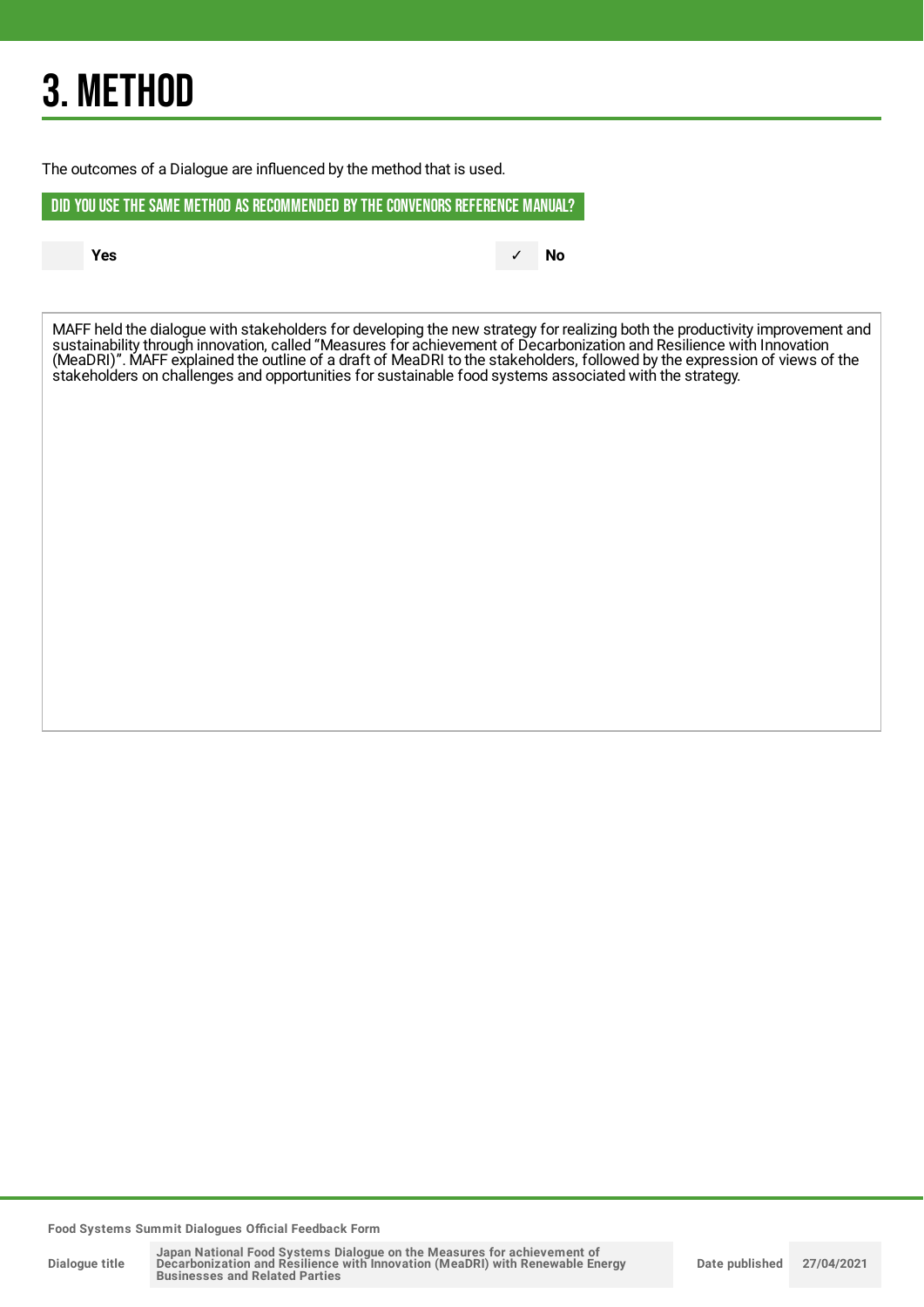# 3. METHOD

The outcomes of a Dialogue are influenced by the method that is used.

## DID YOU USE THE SAME METHOD AS RECOMMENDED BY THE CONVENORS REFERENCE MANUAL?

- [ ] Yes
- [x] No

MAFF held the dialogue with stakeholders for developing the new strategy for realizing both the productivity improvement and sustainability through innovation, called "Measures for achievement of Decarbonization and Resilience with Innovation (MeaDRI)". MAFF explained the outline of a draft of MeaDRI to the stakeholders, followed by the expression of views of the stakeholders on challenges and opportunities for sustainable food systems associated with the strategy.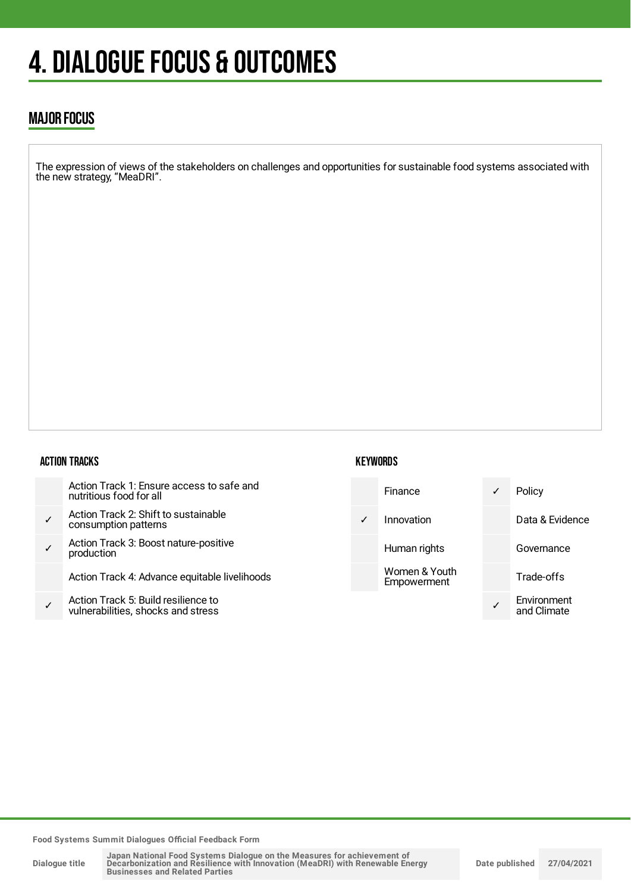# 4. DIALOGUE FOCUS & OUTCOMES

## MAJOR FOCUS

The expression of views of the stakeholders on challenges and opportunities for sustainable food systems associated with the new strategy, "MeaDRI".

### ACTION TRACKS

| | |
|---|---|
| | Action Track 1: Ensure access to safe and nutritious food for all |
| ✓ | Action Track 2: Shift to sustainable consumption patterns |
| ✓ | Action Track 3: Boost nature-positive production |
| | Action Track 4: Advance equitable livelihoods |
| ✓ | Action Track 5: Build resilience to vulnerabilities, shocks and stress |

### KEYWORDS

| | | | |
|---|---|---|---|
| | Finance | ✓ | Policy |
| ✓ | Innovation | | Data & Evidence |
| | Human rights | | Governance |
| | Women & Youth Empowerment | | Trade-offs |
| | | ✓ | Environment and Climate |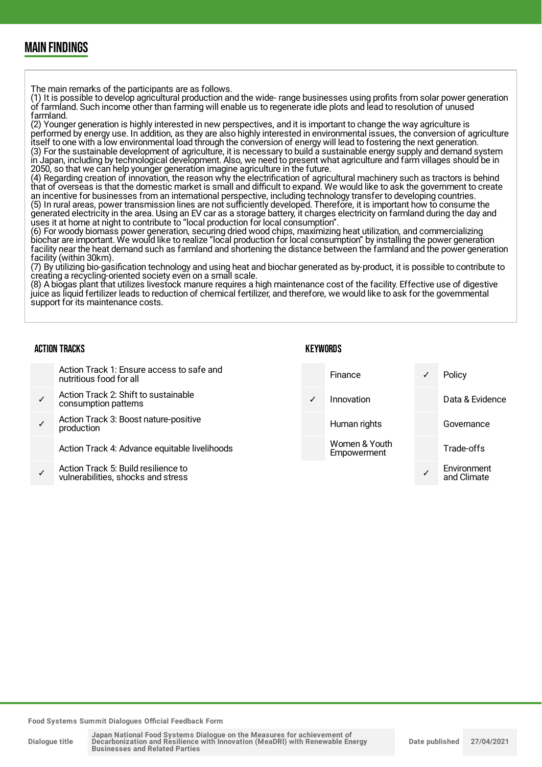## MAIN FINDINGS

The main remarks of the participants are as follows.
(1) It is possible to develop agricultural production and the wide- range businesses using profits from solar power generation of farmland. Such income other than farming will enable us to regenerate idle plots and lead to resolution of unused farmland.
(2) Younger generation is highly interested in new perspectives, and it is important to change the way agriculture is performed by energy use. In addition, as they are also highly interested in environmental issues, the conversion of agriculture itself to one with a low environmental load through the conversion of energy will lead to fostering the next generation.
(3) For the sustainable development of agriculture, it is necessary to build a sustainable energy supply and demand system in Japan, including by technological development. Also, we need to present what agriculture and farm villages should be in 2050, so that we can help younger generation imagine agriculture in the future.
(4) Regarding creation of innovation, the reason why the electrification of agricultural machinery such as tractors is behind that of overseas is that the domestic market is small and difficult to expand. We would like to ask the government to create an incentive for businesses from an international perspective, including technology transfer to developing countries.
(5) In rural areas, power transmission lines are not sufficiently developed. Therefore, it is important how to consume the generated electricity in the area. Using an EV car as a storage battery, it charges electricity on farmland during the day and uses it at home at night to contribute to "local production for local consumption".
(6) For woody biomass power generation, securing dried wood chips, maximizing heat utilization, and commercializing biochar are important. We would like to realize "local production for local consumption" by installing the power generation facility near the heat demand such as farmland and shortening the distance between the farmland and the power generation facility (within 30km).
(7) By utilizing bio-gasification technology and using heat and biochar generated as by-product, it is possible to contribute to creating a recycling-oriented society even on a small scale.
(8) A biogas plant that utilizes livestock manure requires a high maintenance cost of the facility. Effective use of digestive juice as liquid fertilizer leads to reduction of chemical fertilizer, and therefore, we would like to ask for the governmental support for its maintenance costs.

### ACTION TRACKS

| | |
|---|---|
| | Action Track 1: Ensure access to safe and nutritious food for all |
| ✓ | Action Track 2: Shift to sustainable consumption patterns |
| ✓ | Action Track 3: Boost nature-positive production |
| | Action Track 4: Advance equitable livelihoods |
| ✓ | Action Track 5: Build resilience to vulnerabilities, shocks and stress |

### KEYWORDS

| | | | |
|---|---|---|---|
| | Finance | ✓ | Policy |
| ✓ | Innovation | | Data & Evidence |
| | Human rights | | Governance |
| | Women & Youth Empowerment | | Trade-offs |
| | | ✓ | Environment and Climate |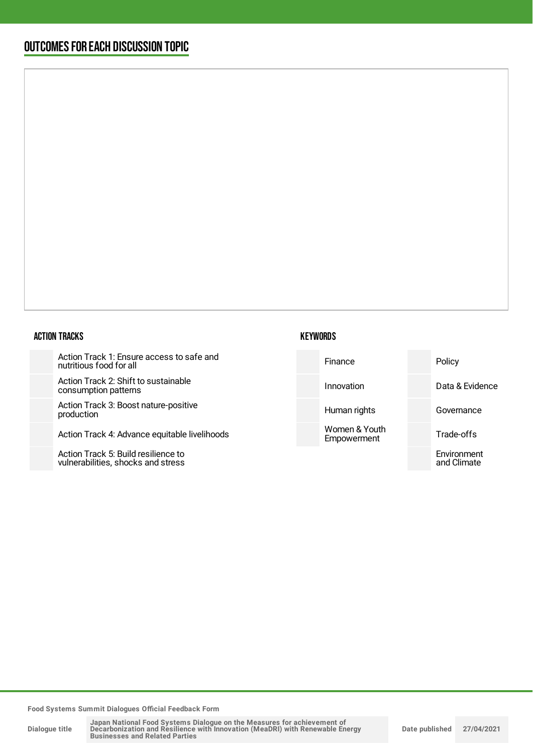## OUTCOMES FOR EACH DISCUSSION TOPIC

### ACTION TRACKS

| | |
|---|---|
| | Action Track 1: Ensure access to safe and nutritious food for all |
| | Action Track 2: Shift to sustainable consumption patterns |
| | Action Track 3: Boost nature-positive production |
| | Action Track 4: Advance equitable livelihoods |
| | Action Track 5: Build resilience to vulnerabilities, shocks and stress |

### KEYWORDS

| | | | |
|---|---|---|---|
| | Finance | | Policy |
| | Innovation | | Data & Evidence |
| | Human rights | | Governance |
| | Women & Youth Empowerment | | Trade-offs |
| | | | Environment and Climate |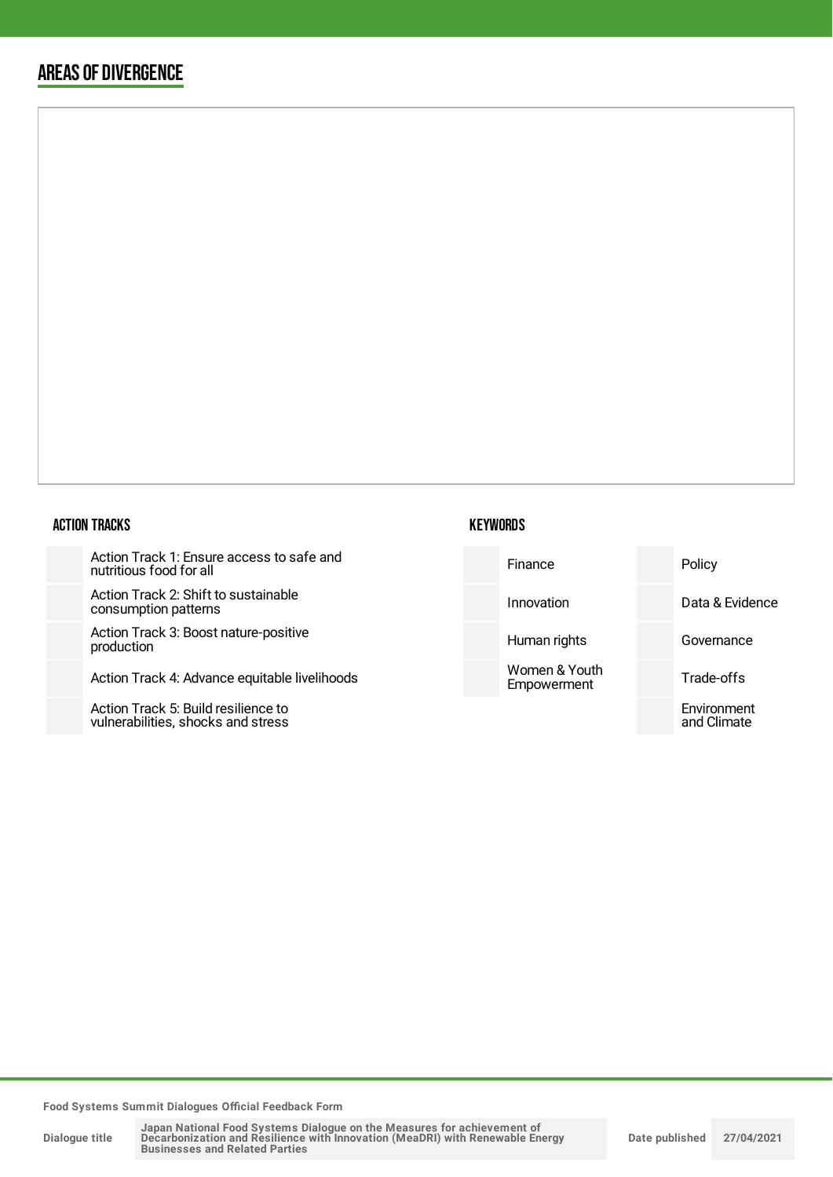## AREAS OF DIVERGENCE

### ACTION TRACKS

- Action Track 1: Ensure access to safe and nutritious food for all
- Action Track 2: Shift to sustainable consumption patterns
- Action Track 3: Boost nature-positive production
- Action Track 4: Advance equitable livelihoods
- Action Track 5: Build resilience to vulnerabilities, shocks and stress

### KEYWORDS

- Finance
- Policy
- Innovation
- Data & Evidence
- Human rights
- Governance
- Women & Youth Empowerment
- Trade-offs
- Environment and Climate

Food Systems Summit Dialogues Official Feedback Form

| | | | |
|---|---|---|---|
| Dialogue title | Japan National Food Systems Dialogue on the Measures for achievement of Decarbonization and Resilience with Innovation (MeaDRI) with Renewable Energy Businesses and Related Parties | Date published | 27/04/2021 |